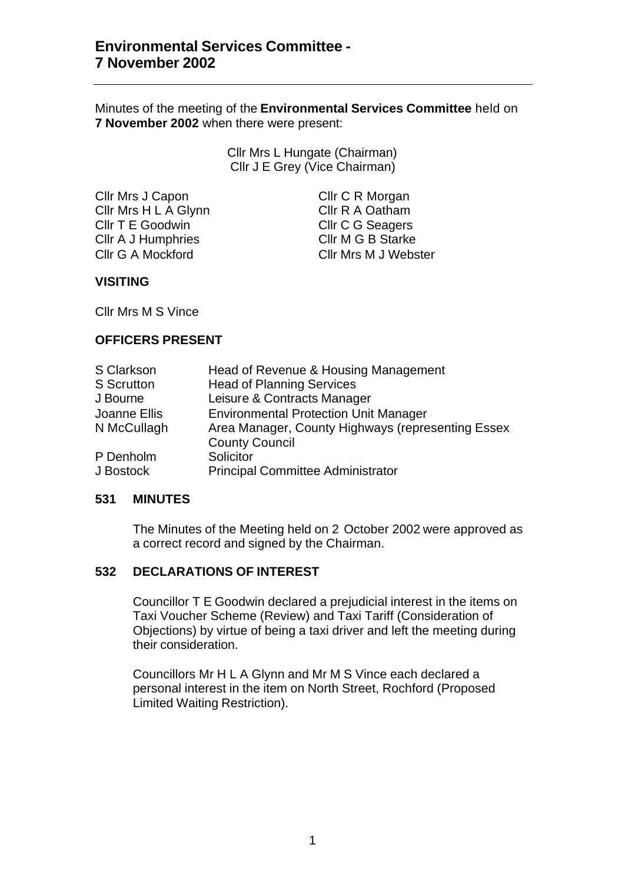# Environmental Services Committee - 7 November 2002

Minutes of the meeting of the **Environmental Services Committee** held on **7 November 2002** when there were present:

Cllr Mrs L Hungate (Chairman)
Cllr J E Grey (Vice Chairman)

| | |
|---|---|
| Cllr Mrs J Capon | Cllr C R Morgan |
| Cllr Mrs H L A Glynn | Cllr R A Oatham |
| Cllr T E Goodwin | Cllr C G Seagers |
| Cllr A J Humphries | Cllr M G B Starke |
| Cllr G A Mockford | Cllr Mrs M J Webster |

**VISITING**

Cllr Mrs M S Vince

**OFFICERS PRESENT**

| | |
|---|---|
| S Clarkson | Head of Revenue & Housing Management |
| S Scrutton | Head of Planning Services |
| J Bourne | Leisure & Contracts Manager |
| Joanne Ellis | Environmental Protection Unit Manager |
| N McCullagh | Area Manager, County Highways (representing Essex County Council |
| P Denholm | Solicitor |
| J Bostock | Principal Committee Administrator |

**531 MINUTES**

The Minutes of the Meeting held on 2 October 2002 were approved as a correct record and signed by the Chairman.

**532 DECLARATIONS OF INTEREST**

Councillor T E Goodwin declared a prejudicial interest in the items on Taxi Voucher Scheme (Review) and Taxi Tariff (Consideration of Objections) by virtue of being a taxi driver and left the meeting during their consideration.

Councillors Mr H L A Glynn and Mr M S Vince each declared a personal interest in the item on North Street, Rochford (Proposed Limited Waiting Restriction).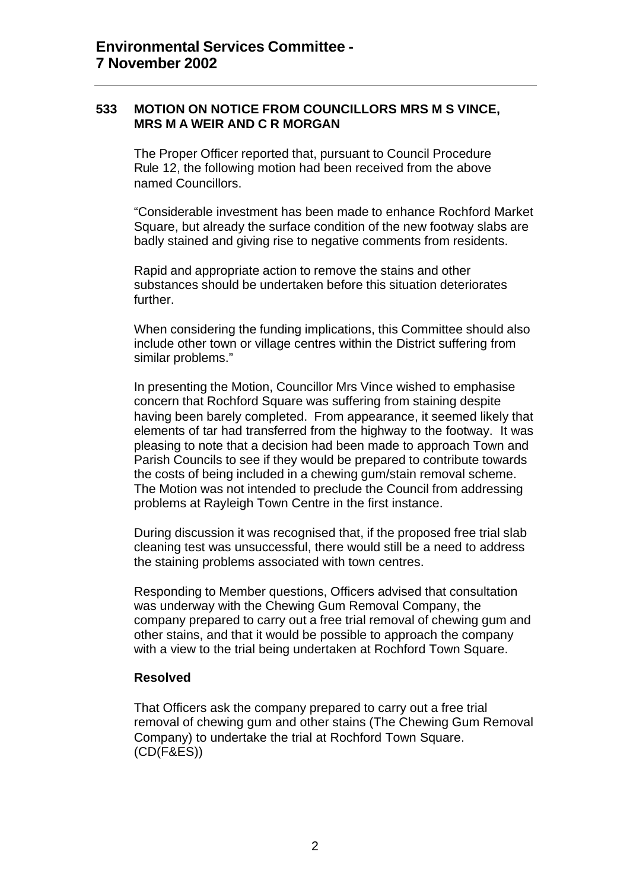## 533 MOTION ON NOTICE FROM COUNCILLORS MRS M S VINCE, MRS M A WEIR AND C R MORGAN

The Proper Officer reported that, pursuant to Council Procedure Rule 12, the following motion had been received from the above named Councillors.

"Considerable investment has been made to enhance Rochford Market Square, but already the surface condition of the new footway slabs are badly stained and giving rise to negative comments from residents.

Rapid and appropriate action to remove the stains and other substances should be undertaken before this situation deteriorates further.

When considering the funding implications, this Committee should also include other town or village centres within the District suffering from similar problems."

In presenting the Motion, Councillor Mrs Vince wished to emphasise concern that Rochford Square was suffering from staining despite having been barely completed. From appearance, it seemed likely that elements of tar had transferred from the highway to the footway. It was pleasing to note that a decision had been made to approach Town and Parish Councils to see if they would be prepared to contribute towards the costs of being included in a chewing gum/stain removal scheme. The Motion was not intended to preclude the Council from addressing problems at Rayleigh Town Centre in the first instance.

During discussion it was recognised that, if the proposed free trial slab cleaning test was unsuccessful, there would still be a need to address the staining problems associated with town centres.

Responding to Member questions, Officers advised that consultation was underway with the Chewing Gum Removal Company, the company prepared to carry out a free trial removal of chewing gum and other stains, and that it would be possible to approach the company with a view to the trial being undertaken at Rochford Town Square.

**Resolved**

That Officers ask the company prepared to carry out a free trial removal of chewing gum and other stains (The Chewing Gum Removal Company) to undertake the trial at Rochford Town Square. (CD(F&ES))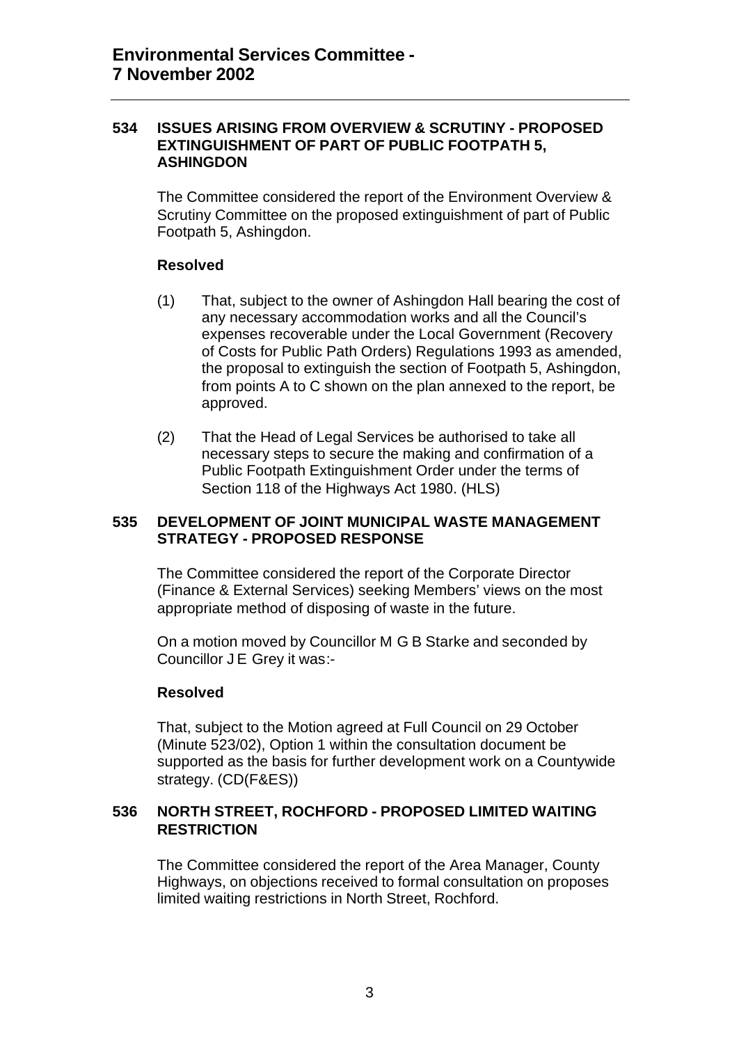# Environmental Services Committee - 7 November 2002

## 534 ISSUES ARISING FROM OVERVIEW & SCRUTINY - PROPOSED EXTINGUISHMENT OF PART OF PUBLIC FOOTPATH 5, ASHINGDON

The Committee considered the report of the Environment Overview & Scrutiny Committee on the proposed extinguishment of part of Public Footpath 5, Ashingdon.

**Resolved**

(1) That, subject to the owner of Ashingdon Hall bearing the cost of any necessary accommodation works and all the Council's expenses recoverable under the Local Government (Recovery of Costs for Public Path Orders) Regulations 1993 as amended, the proposal to extinguish the section of Footpath 5, Ashingdon, from points A to C shown on the plan annexed to the report, be approved.

(2) That the Head of Legal Services be authorised to take all necessary steps to secure the making and confirmation of a Public Footpath Extinguishment Order under the terms of Section 118 of the Highways Act 1980. (HLS)

## 535 DEVELOPMENT OF JOINT MUNICIPAL WASTE MANAGEMENT STRATEGY - PROPOSED RESPONSE

The Committee considered the report of the Corporate Director (Finance & External Services) seeking Members' views on the most appropriate method of disposing of waste in the future.

On a motion moved by Councillor M G B Starke and seconded by Councillor J E Grey it was:-

**Resolved**

That, subject to the Motion agreed at Full Council on 29 October (Minute 523/02), Option 1 within the consultation document be supported as the basis for further development work on a Countywide strategy. (CD(F&ES))

## 536 NORTH STREET, ROCHFORD - PROPOSED LIMITED WAITING RESTRICTION

The Committee considered the report of the Area Manager, County Highways, on objections received to formal consultation on proposes limited waiting restrictions in North Street, Rochford.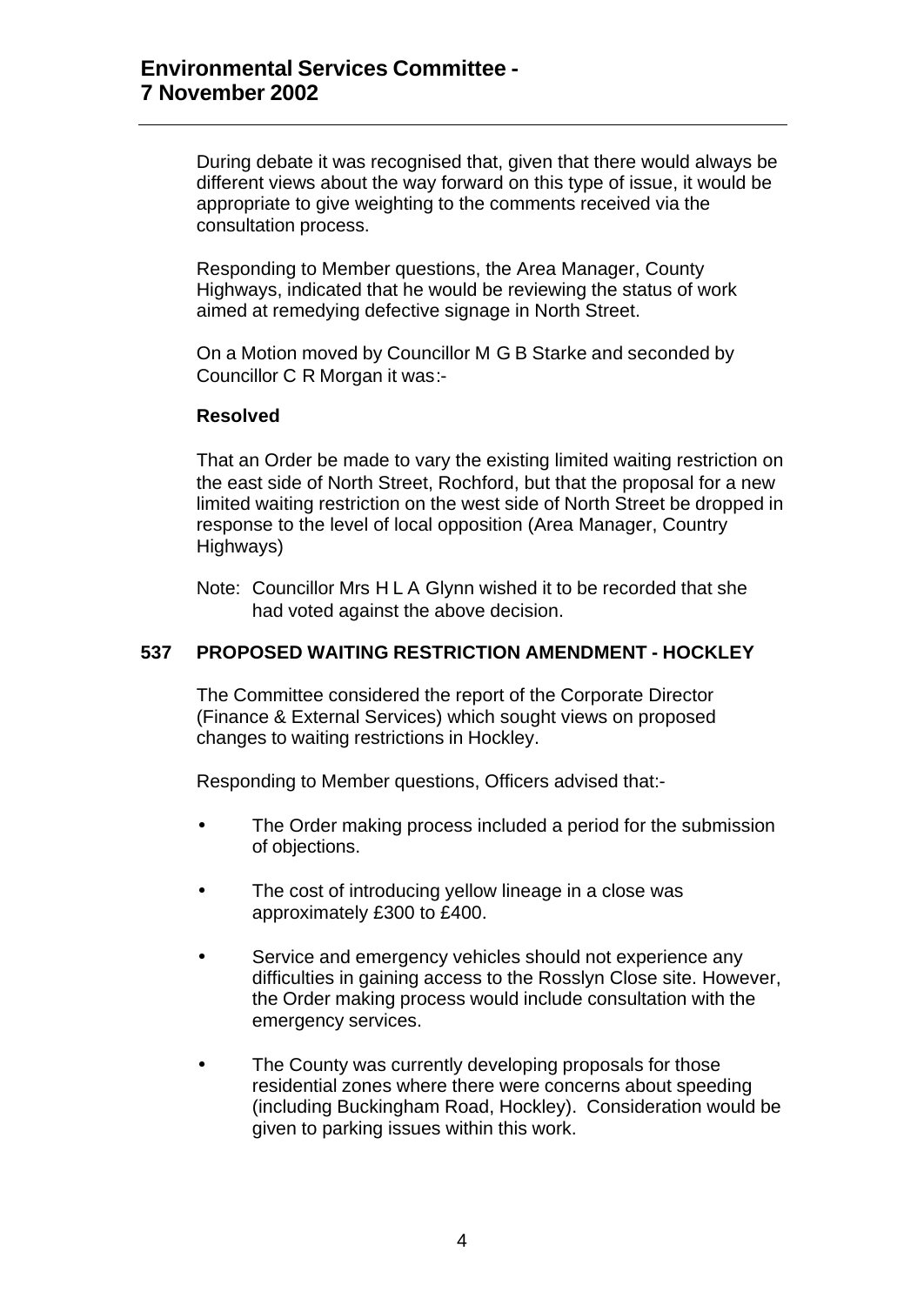During debate it was recognised that, given that there would always be different views about the way forward on this type of issue, it would be appropriate to give weighting to the comments received via the consultation process.

Responding to Member questions, the Area Manager, County Highways, indicated that he would be reviewing the status of work aimed at remedying defective signage in North Street.

On a Motion moved by Councillor M G B Starke and seconded by Councillor C R Morgan it was:-

**Resolved**

That an Order be made to vary the existing limited waiting restriction on the east side of North Street, Rochford, but that the proposal for a new limited waiting restriction on the west side of North Street be dropped in response to the level of local opposition (Area Manager, Country Highways)

Note: Councillor Mrs H L A Glynn wished it to be recorded that she had voted against the above decision.

## 537 PROPOSED WAITING RESTRICTION AMENDMENT - HOCKLEY

The Committee considered the report of the Corporate Director (Finance & External Services) which sought views on proposed changes to waiting restrictions in Hockley.

Responding to Member questions, Officers advised that:-

- The Order making process included a period for the submission of objections.
- The cost of introducing yellow lineage in a close was approximately £300 to £400.
- Service and emergency vehicles should not experience any difficulties in gaining access to the Rosslyn Close site. However, the Order making process would include consultation with the emergency services.
- The County was currently developing proposals for those residential zones where there were concerns about speeding (including Buckingham Road, Hockley). Consideration would be given to parking issues within this work.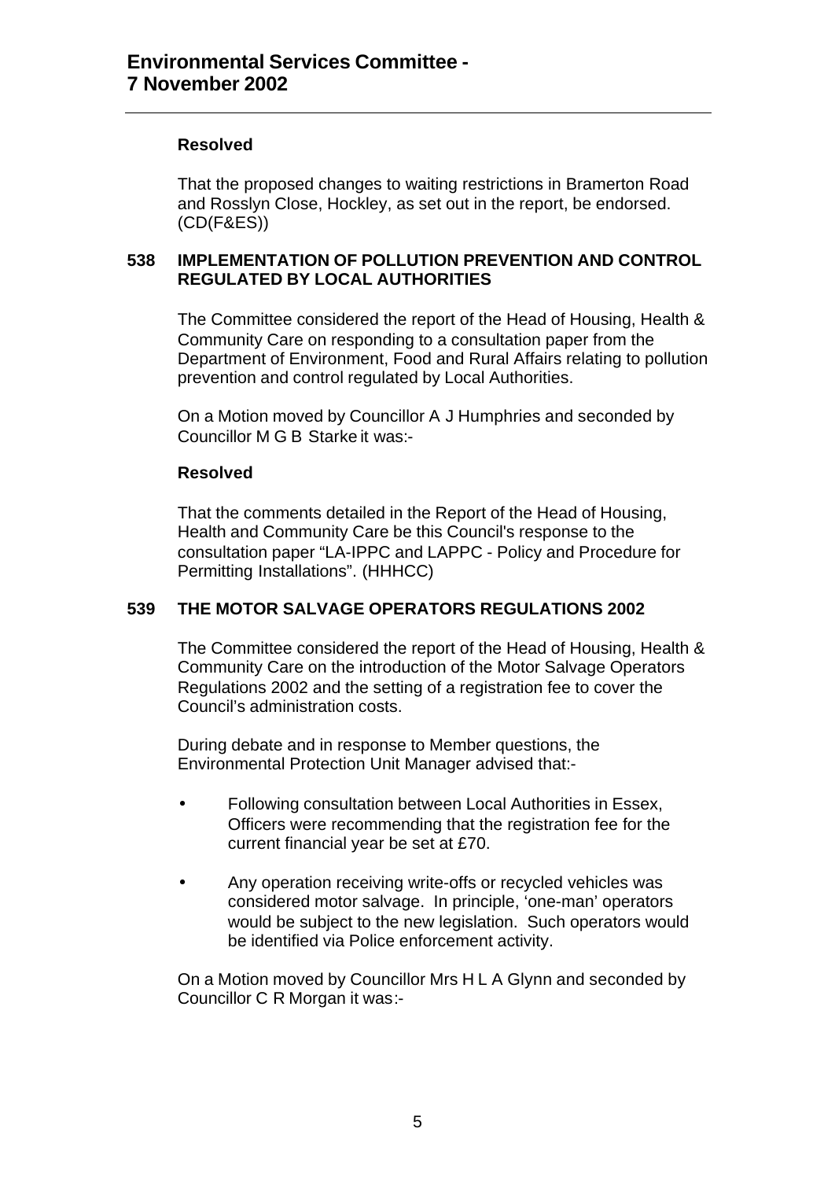**Resolved**

That the proposed changes to waiting restrictions in Bramerton Road and Rosslyn Close, Hockley, as set out in the report, be endorsed. (CD(F&ES))

## 538 IMPLEMENTATION OF POLLUTION PREVENTION AND CONTROL REGULATED BY LOCAL AUTHORITIES

The Committee considered the report of the Head of Housing, Health & Community Care on responding to a consultation paper from the Department of Environment, Food and Rural Affairs relating to pollution prevention and control regulated by Local Authorities.

On a Motion moved by Councillor A J Humphries and seconded by Councillor M G B Starke it was:-

**Resolved**

That the comments detailed in the Report of the Head of Housing, Health and Community Care be this Council's response to the consultation paper "LA-IPPC and LAPPC - Policy and Procedure for Permitting Installations". (HHHCC)

## 539 THE MOTOR SALVAGE OPERATORS REGULATIONS 2002

The Committee considered the report of the Head of Housing, Health & Community Care on the introduction of the Motor Salvage Operators Regulations 2002 and the setting of a registration fee to cover the Council's administration costs.

During debate and in response to Member questions, the Environmental Protection Unit Manager advised that:-

- Following consultation between Local Authorities in Essex, Officers were recommending that the registration fee for the current financial year be set at £70.
- Any operation receiving write-offs or recycled vehicles was considered motor salvage. In principle, 'one-man' operators would be subject to the new legislation. Such operators would be identified via Police enforcement activity.

On a Motion moved by Councillor Mrs H L A Glynn and seconded by Councillor C R Morgan it was:-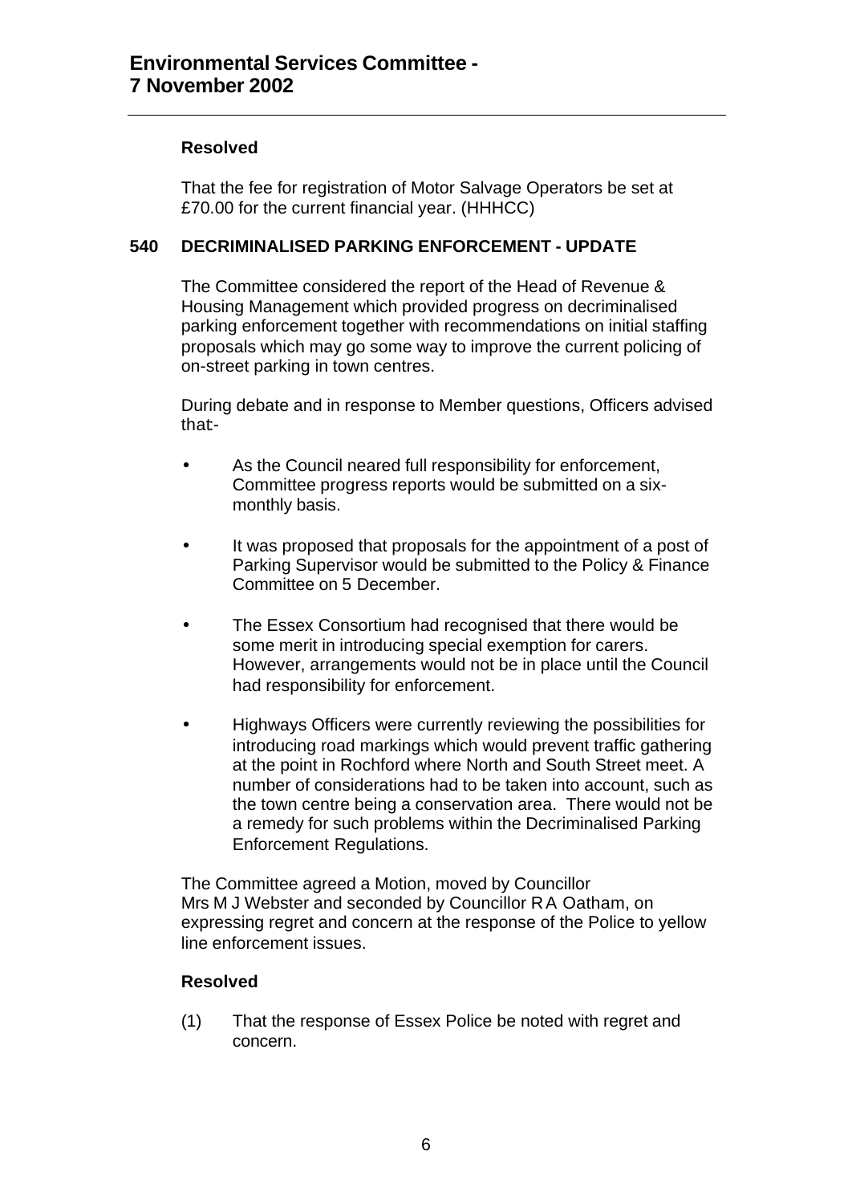**Resolved**

That the fee for registration of Motor Salvage Operators be set at £70.00 for the current financial year. (HHHCC)

**540 DECRIMINALISED PARKING ENFORCEMENT - UPDATE**

The Committee considered the report of the Head of Revenue & Housing Management which provided progress on decriminalised parking enforcement together with recommendations on initial staffing proposals which may go some way to improve the current policing of on-street parking in town centres.

During debate and in response to Member questions, Officers advised that-

- As the Council neared full responsibility for enforcement, Committee progress reports would be submitted on a six-monthly basis.
- It was proposed that proposals for the appointment of a post of Parking Supervisor would be submitted to the Policy & Finance Committee on 5 December.
- The Essex Consortium had recognised that there would be some merit in introducing special exemption for carers. However, arrangements would not be in place until the Council had responsibility for enforcement.
- Highways Officers were currently reviewing the possibilities for introducing road markings which would prevent traffic gathering at the point in Rochford where North and South Street meet. A number of considerations had to be taken into account, such as the town centre being a conservation area. There would not be a remedy for such problems within the Decriminalised Parking Enforcement Regulations.

The Committee agreed a Motion, moved by Councillor Mrs M J Webster and seconded by Councillor R A Oatham, on expressing regret and concern at the response of the Police to yellow line enforcement issues.

**Resolved**

(1) That the response of Essex Police be noted with regret and concern.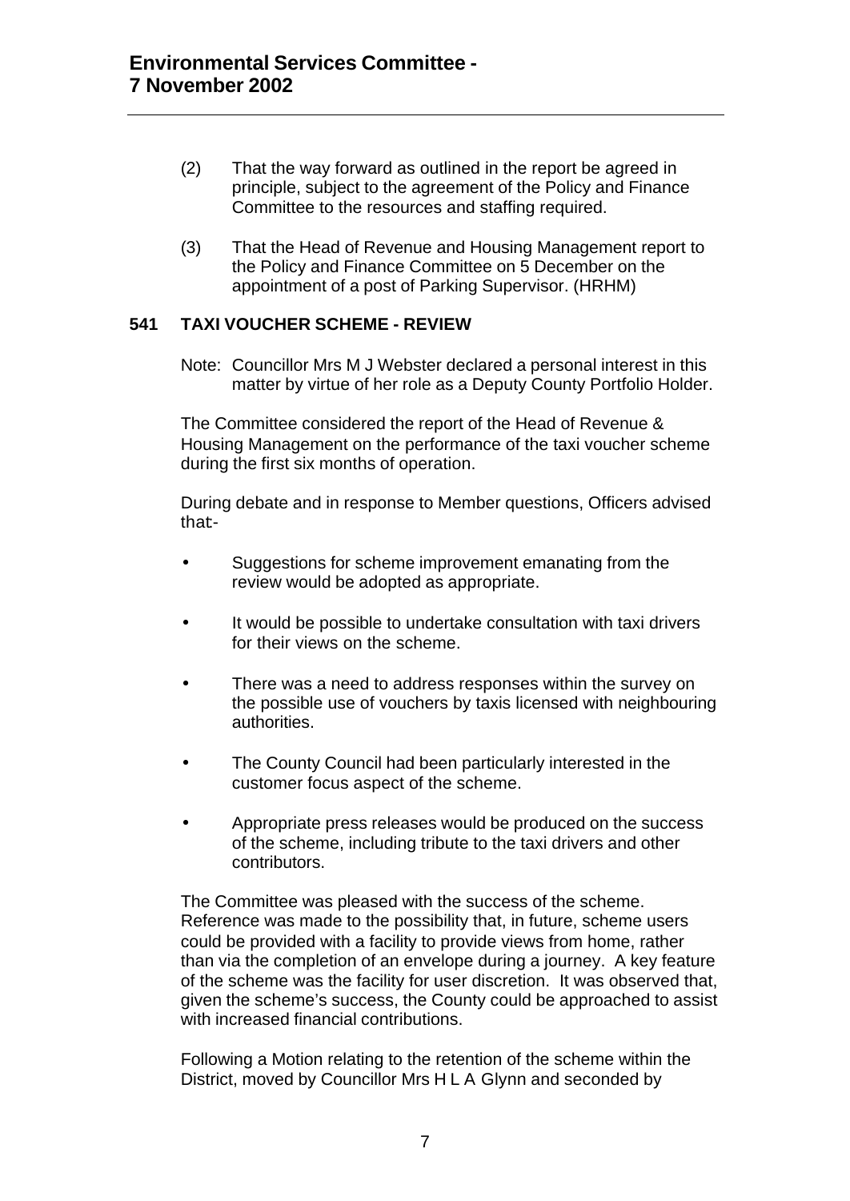(2) That the way forward as outlined in the report be agreed in principle, subject to the agreement of the Policy and Finance Committee to the resources and staffing required.

(3) That the Head of Revenue and Housing Management report to the Policy and Finance Committee on 5 December on the appointment of a post of Parking Supervisor. (HRHM)

**541 TAXI VOUCHER SCHEME - REVIEW**

Note: Councillor Mrs M J Webster declared a personal interest in this matter by virtue of her role as a Deputy County Portfolio Holder.

The Committee considered the report of the Head of Revenue & Housing Management on the performance of the taxi voucher scheme during the first six months of operation.

During debate and in response to Member questions, Officers advised that-

- Suggestions for scheme improvement emanating from the review would be adopted as appropriate.
- It would be possible to undertake consultation with taxi drivers for their views on the scheme.
- There was a need to address responses within the survey on the possible use of vouchers by taxis licensed with neighbouring authorities.
- The County Council had been particularly interested in the customer focus aspect of the scheme.
- Appropriate press releases would be produced on the success of the scheme, including tribute to the taxi drivers and other contributors.

The Committee was pleased with the success of the scheme. Reference was made to the possibility that, in future, scheme users could be provided with a facility to provide views from home, rather than via the completion of an envelope during a journey. A key feature of the scheme was the facility for user discretion. It was observed that, given the scheme's success, the County could be approached to assist with increased financial contributions.

Following a Motion relating to the retention of the scheme within the District, moved by Councillor Mrs H L A Glynn and seconded by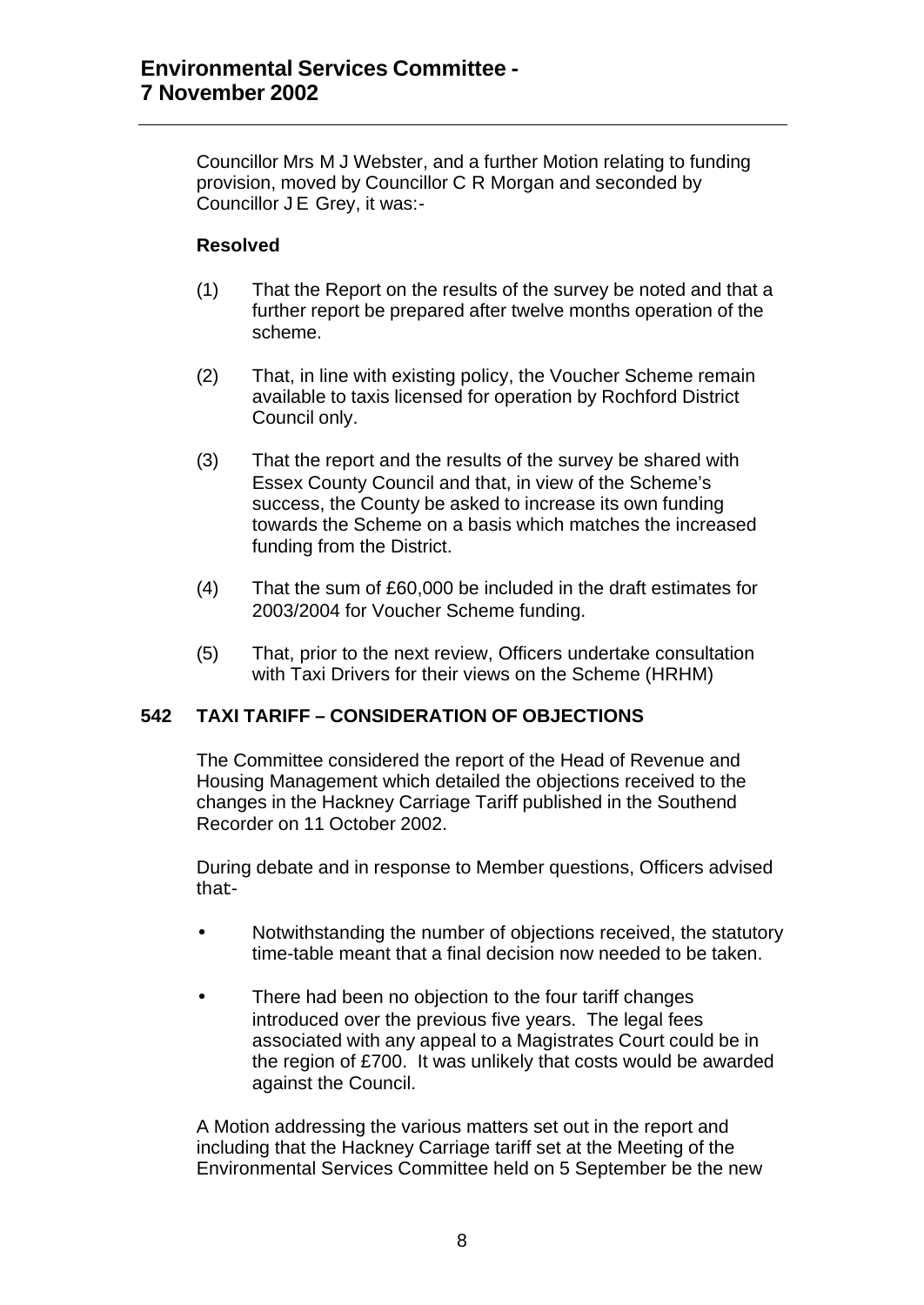Councillor Mrs M J Webster, and a further Motion relating to funding provision, moved by Councillor C R Morgan and seconded by Councillor J E Grey, it was:-

**Resolved**

(1) That the Report on the results of the survey be noted and that a further report be prepared after twelve months operation of the scheme.

(2) That, in line with existing policy, the Voucher Scheme remain available to taxis licensed for operation by Rochford District Council only.

(3) That the report and the results of the survey be shared with Essex County Council and that, in view of the Scheme's success, the County be asked to increase its own funding towards the Scheme on a basis which matches the increased funding from the District.

(4) That the sum of £60,000 be included in the draft estimates for 2003/2004 for Voucher Scheme funding.

(5) That, prior to the next review, Officers undertake consultation with Taxi Drivers for their views on the Scheme (HRHM)

## 542 TAXI TARIFF – CONSIDERATION OF OBJECTIONS

The Committee considered the report of the Head of Revenue and Housing Management which detailed the objections received to the changes in the Hackney Carriage Tariff published in the Southend Recorder on 11 October 2002.

During debate and in response to Member questions, Officers advised that:-

- Notwithstanding the number of objections received, the statutory time-table meant that a final decision now needed to be taken.
- There had been no objection to the four tariff changes introduced over the previous five years. The legal fees associated with any appeal to a Magistrates Court could be in the region of £700. It was unlikely that costs would be awarded against the Council.

A Motion addressing the various matters set out in the report and including that the Hackney Carriage tariff set at the Meeting of the Environmental Services Committee held on 5 September be the new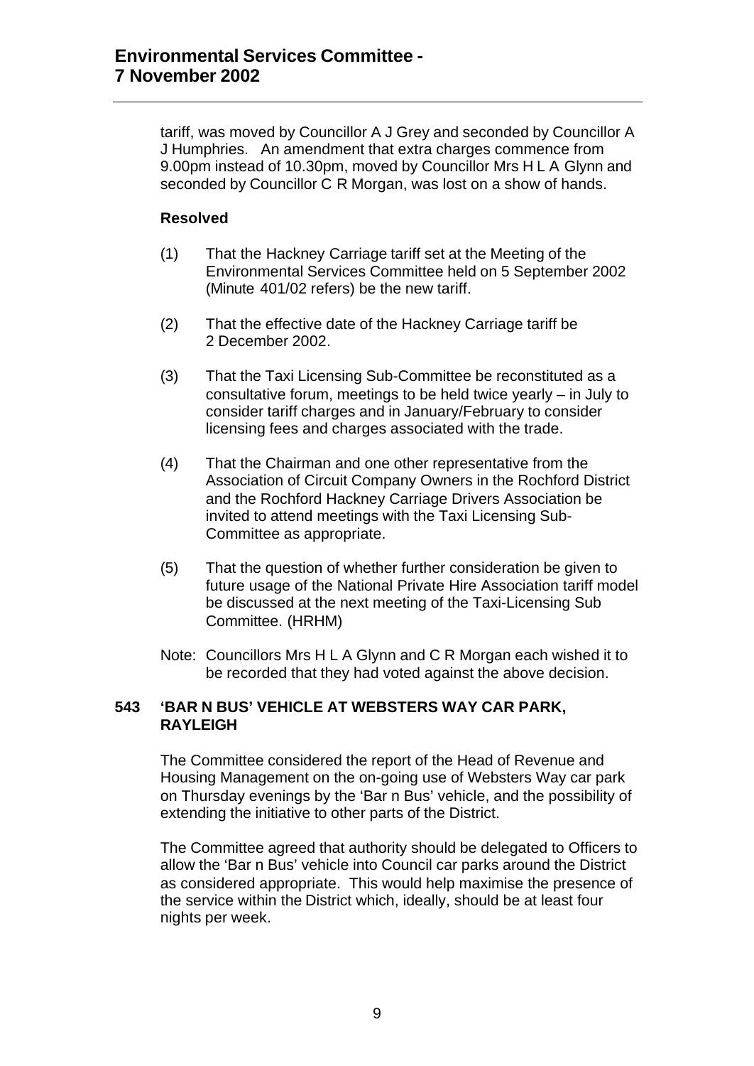tariff, was moved by Councillor A J Grey and seconded by Councillor A J Humphries. An amendment that extra charges commence from 9.00pm instead of 10.30pm, moved by Councillor Mrs H L A Glynn and seconded by Councillor C R Morgan, was lost on a show of hands.

**Resolved**

(1) That the Hackney Carriage tariff set at the Meeting of the Environmental Services Committee held on 5 September 2002 (Minute 401/02 refers) be the new tariff.

(2) That the effective date of the Hackney Carriage tariff be 2 December 2002.

(3) That the Taxi Licensing Sub-Committee be reconstituted as a consultative forum, meetings to be held twice yearly – in July to consider tariff charges and in January/February to consider licensing fees and charges associated with the trade.

(4) That the Chairman and one other representative from the Association of Circuit Company Owners in the Rochford District and the Rochford Hackney Carriage Drivers Association be invited to attend meetings with the Taxi Licensing Sub-Committee as appropriate.

(5) That the question of whether further consideration be given to future usage of the National Private Hire Association tariff model be discussed at the next meeting of the Taxi-Licensing Sub Committee. (HRHM)

Note: Councillors Mrs H L A Glynn and C R Morgan each wished it to be recorded that they had voted against the above decision.

### 543 'BAR N BUS' VEHICLE AT WEBSTERS WAY CAR PARK, RAYLEIGH

The Committee considered the report of the Head of Revenue and Housing Management on the on-going use of Websters Way car park on Thursday evenings by the 'Bar n Bus' vehicle, and the possibility of extending the initiative to other parts of the District.

The Committee agreed that authority should be delegated to Officers to allow the 'Bar n Bus' vehicle into Council car parks around the District as considered appropriate. This would help maximise the presence of the service within the District which, ideally, should be at least four nights per week.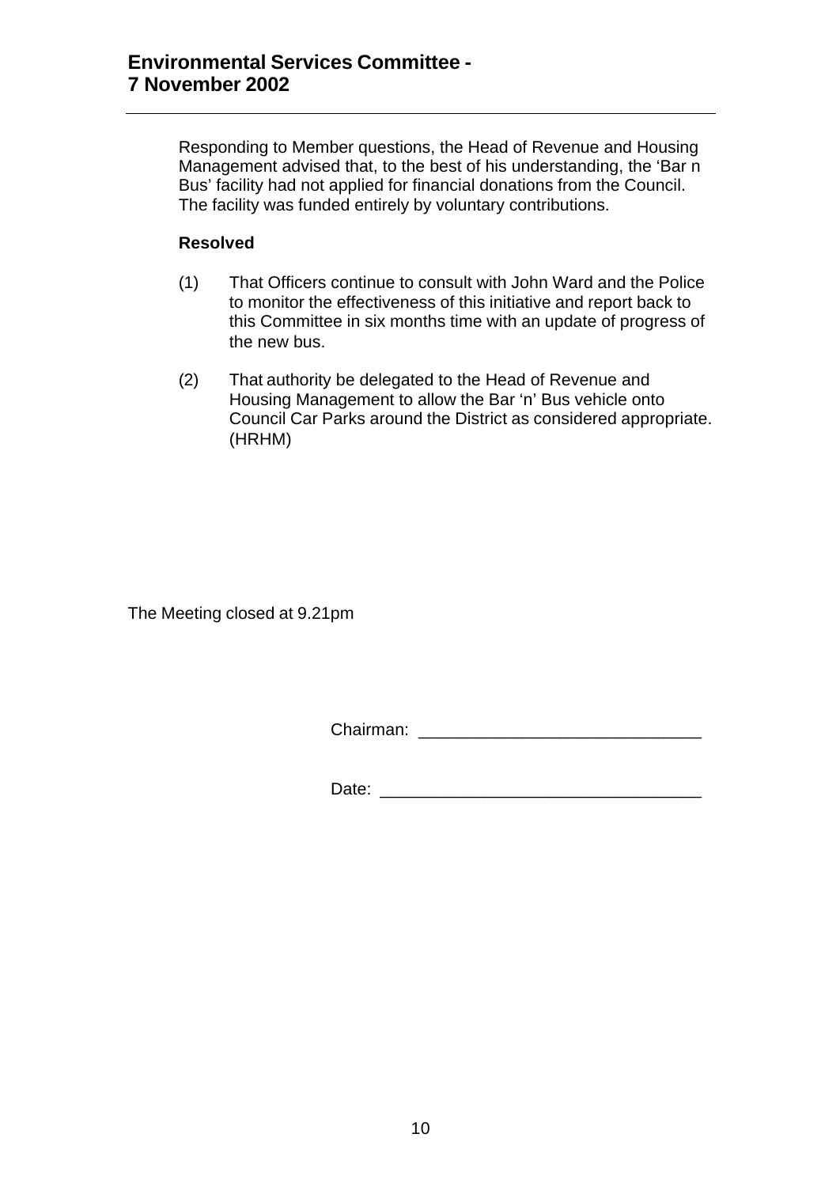Responding to Member questions, the Head of Revenue and Housing Management advised that, to the best of his understanding, the 'Bar n Bus' facility had not applied for financial donations from the Council. The facility was funded entirely by voluntary contributions.

**Resolved**

(1) That Officers continue to consult with John Ward and the Police to monitor the effectiveness of this initiative and report back to this Committee in six months time with an update of progress of the new bus.

(2) That authority be delegated to the Head of Revenue and Housing Management to allow the Bar 'n' Bus vehicle onto Council Car Parks around the District as considered appropriate. (HRHM)

The Meeting closed at 9.21pm

Chairman: ______________________________

Date: _________________________________